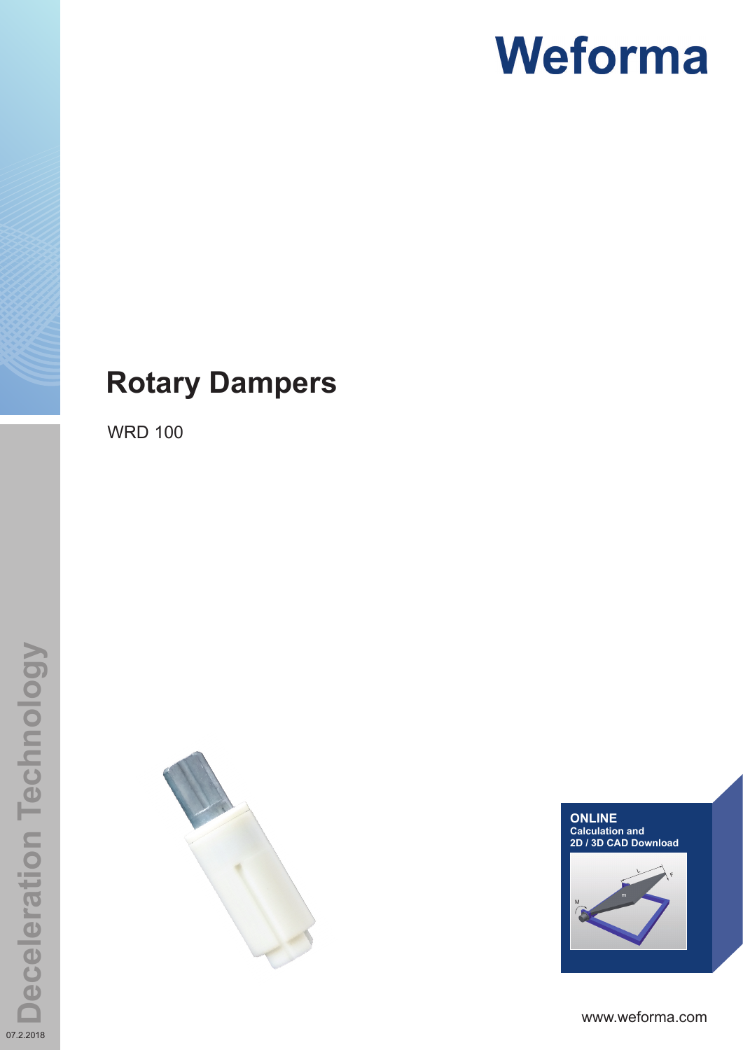Weforma

# Rotary Dampers

WRD 100

**ONLINE**
**Calculation and**
**2D / 3D CAD Download**

Deceleration Technology

07.2.2018

www.weforma.com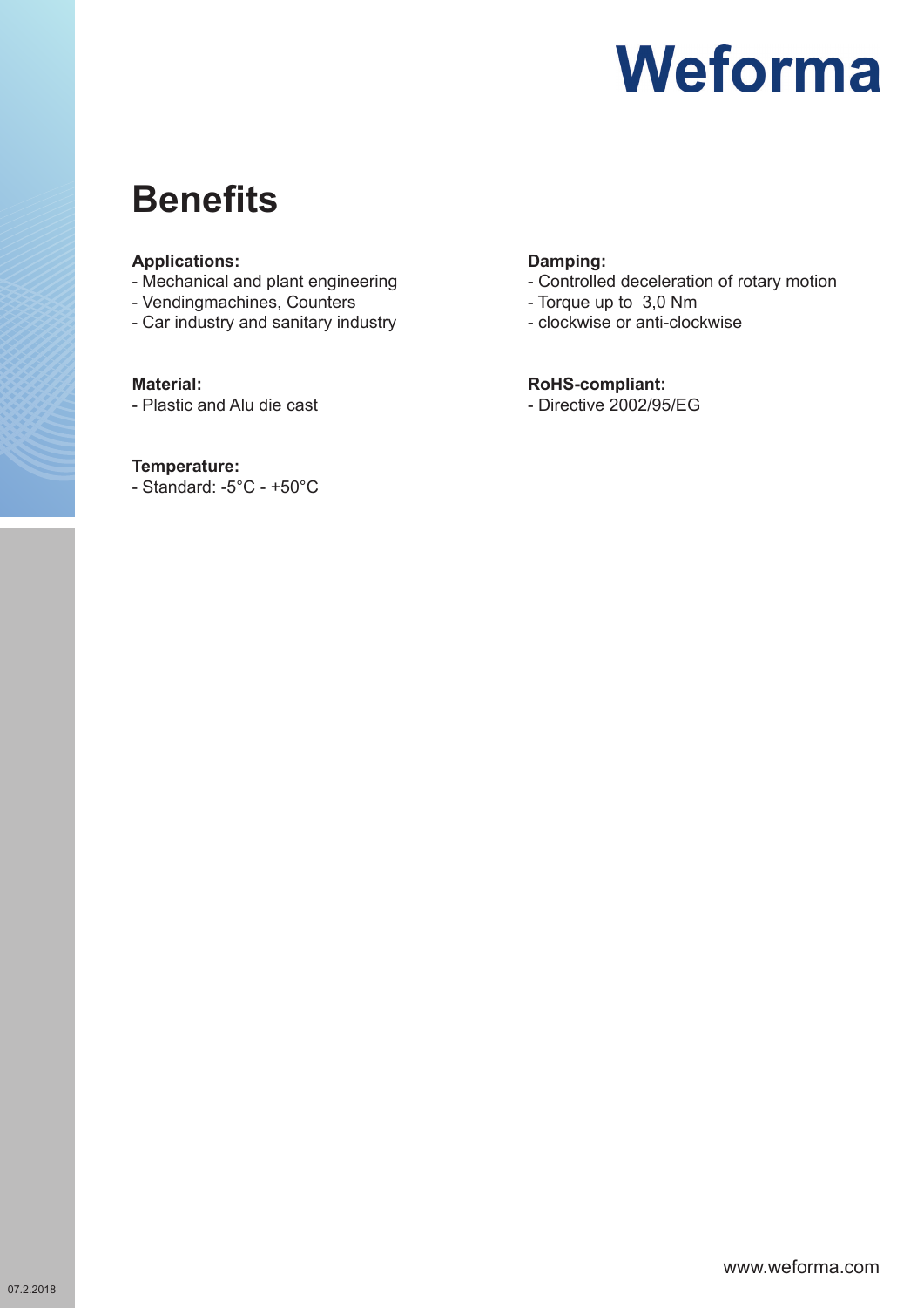# Weforma

## Benefits

**Applications:**
- Mechanical and plant engineering
- Vendingmachines, Counters
- Car industry and sanitary industry

**Material:**
- Plastic and Alu die cast

**Temperature:**
- Standard: -5°C - +50°C

**Damping:**
- Controlled deceleration of rotary motion
- Torque up to  3,0 Nm
- clockwise or anti-clockwise

**RoHS-compliant:**
- Directive 2002/95/EG

www.weforma.com

07.2.2018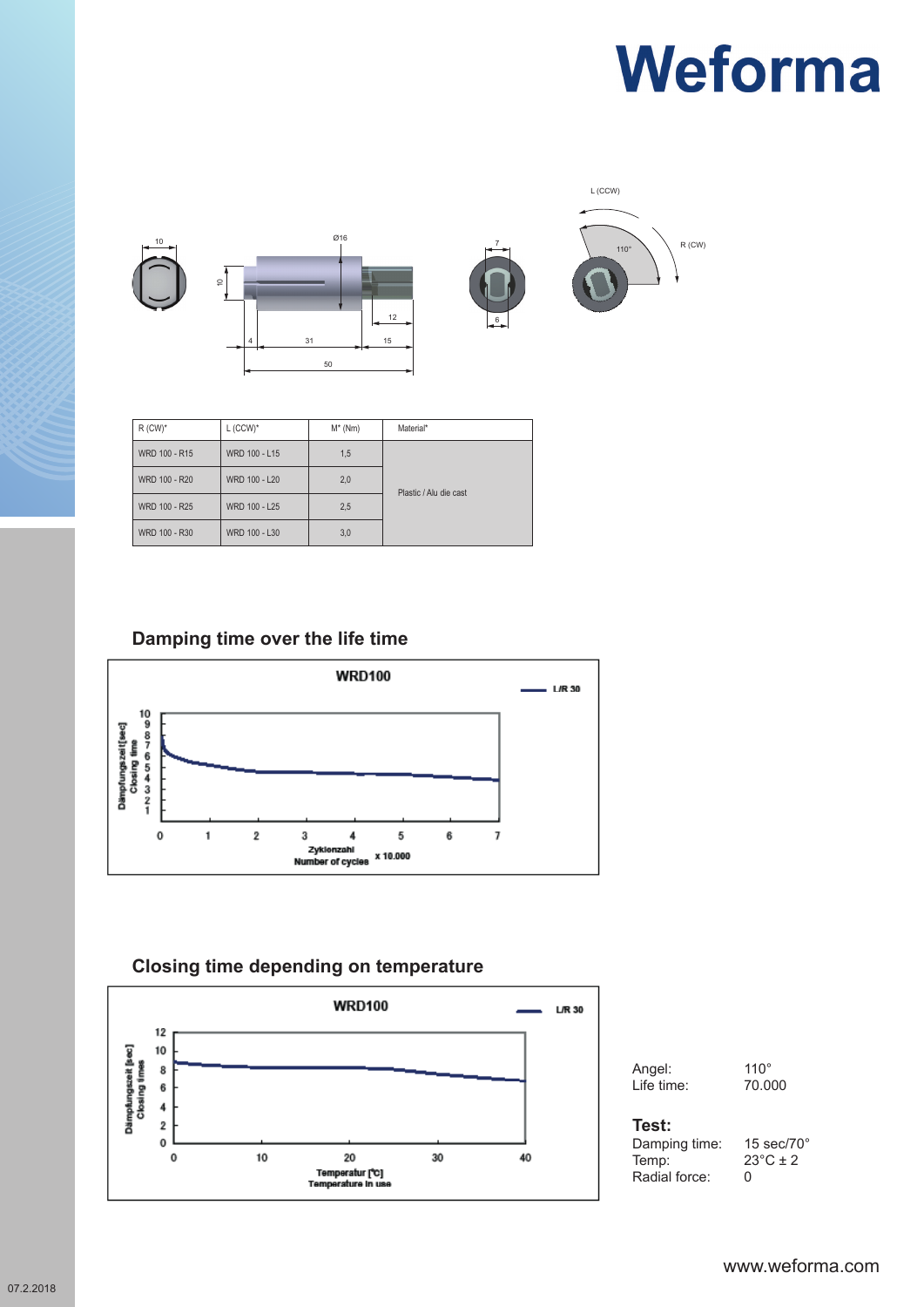# Weforma

| R (CW)* | L (CCW)* | M* (Nm) | Material* |
|---|---|---|---|
| WRD 100 - R15 | WRD 100 - L15 | 1,5 | Plastic / Alu die cast |
| WRD 100 - R20 | WRD 100 - L20 | 2,0 | |
| WRD 100 - R25 | WRD 100 - L25 | 2,5 | |
| WRD 100 - R30 | WRD 100 - L30 | 3,0 | |

## Damping time over the life time

## Closing time depending on temperature

Angel: 110°
Life time: 70.000

**Test:**
Damping time: 15 sec/70°
Temp: 23°C ± 2
Radial force: 0

www.weforma.com

07.2.2018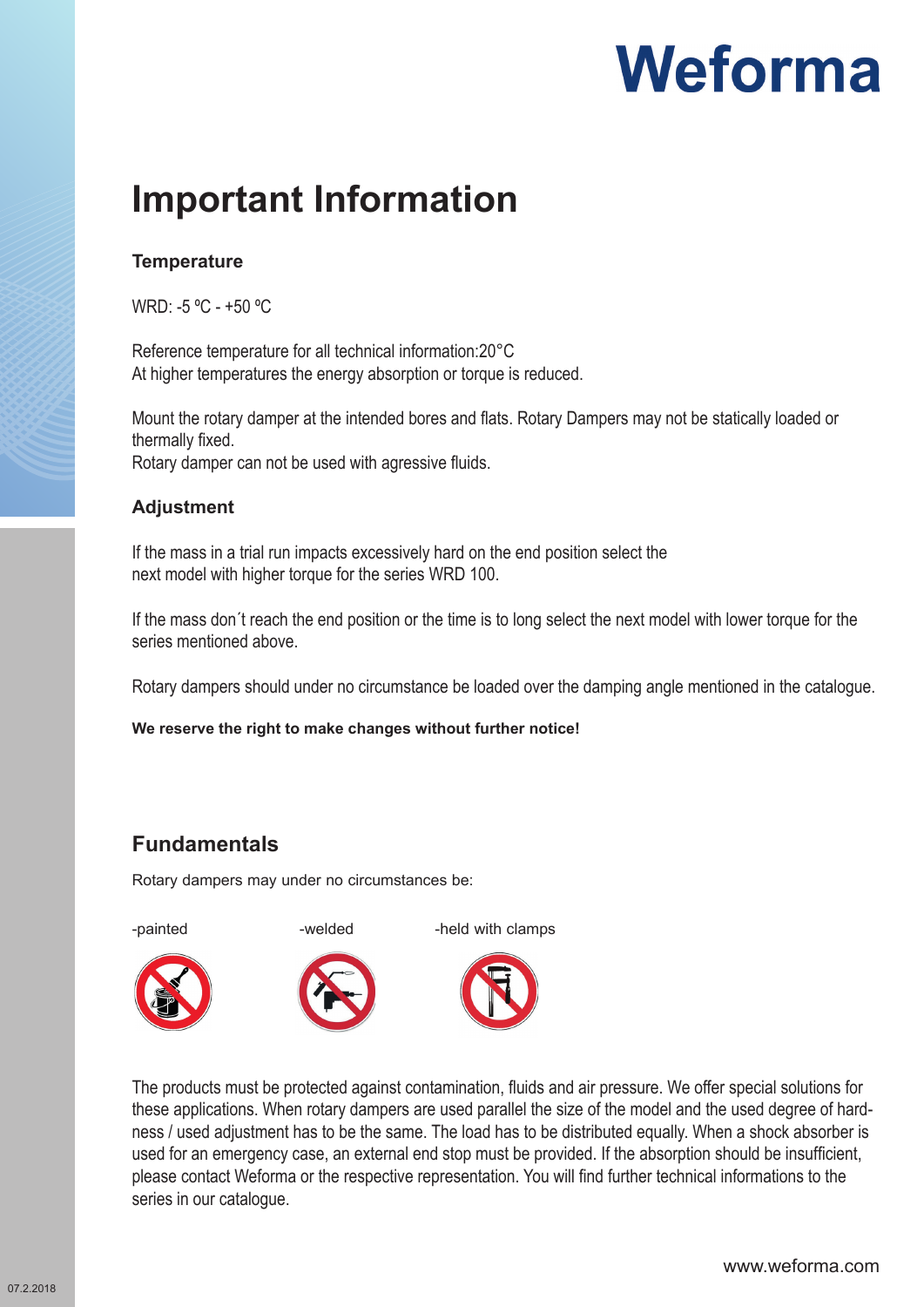# Weforma

## Important Information

### Temperature

WRD: -5 ºC - +50 ºC

Reference temperature for all technical information:20°C
At higher temperatures the energy absorption or torque is reduced.

Mount the rotary damper at the intended bores and flats. Rotary Dampers may not be statically loaded or thermally fixed.
Rotary damper can not be used with agressive fluids.

### Adjustment

If the mass in a trial run impacts excessively hard on the end position select the next model with higher torque for the series WRD 100.

If the mass don´t reach the end position or the time is to long select the next model with lower torque for the series mentioned above.

Rotary dampers should under no circumstance be loaded over the damping angle mentioned in the catalogue.

**We reserve the right to make changes without further notice!**

## Fundamentals

Rotary dampers may under no circumstances be:

-painted

-welded

-held with clamps

The products must be protected against contamination, fluids and air pressure. We offer special solutions for these applications. When rotary dampers are used parallel the size of the model and the used degree of hardness / used adjustment has to be the same. The load has to be distributed equally. When a shock absorber is used for an emergency case, an external end stop must be provided. If the absorption should be insufficient, please contact Weforma or the respective representation. You will find further technical informations to the series in our catalogue.

www.weforma.com

07.2.2018